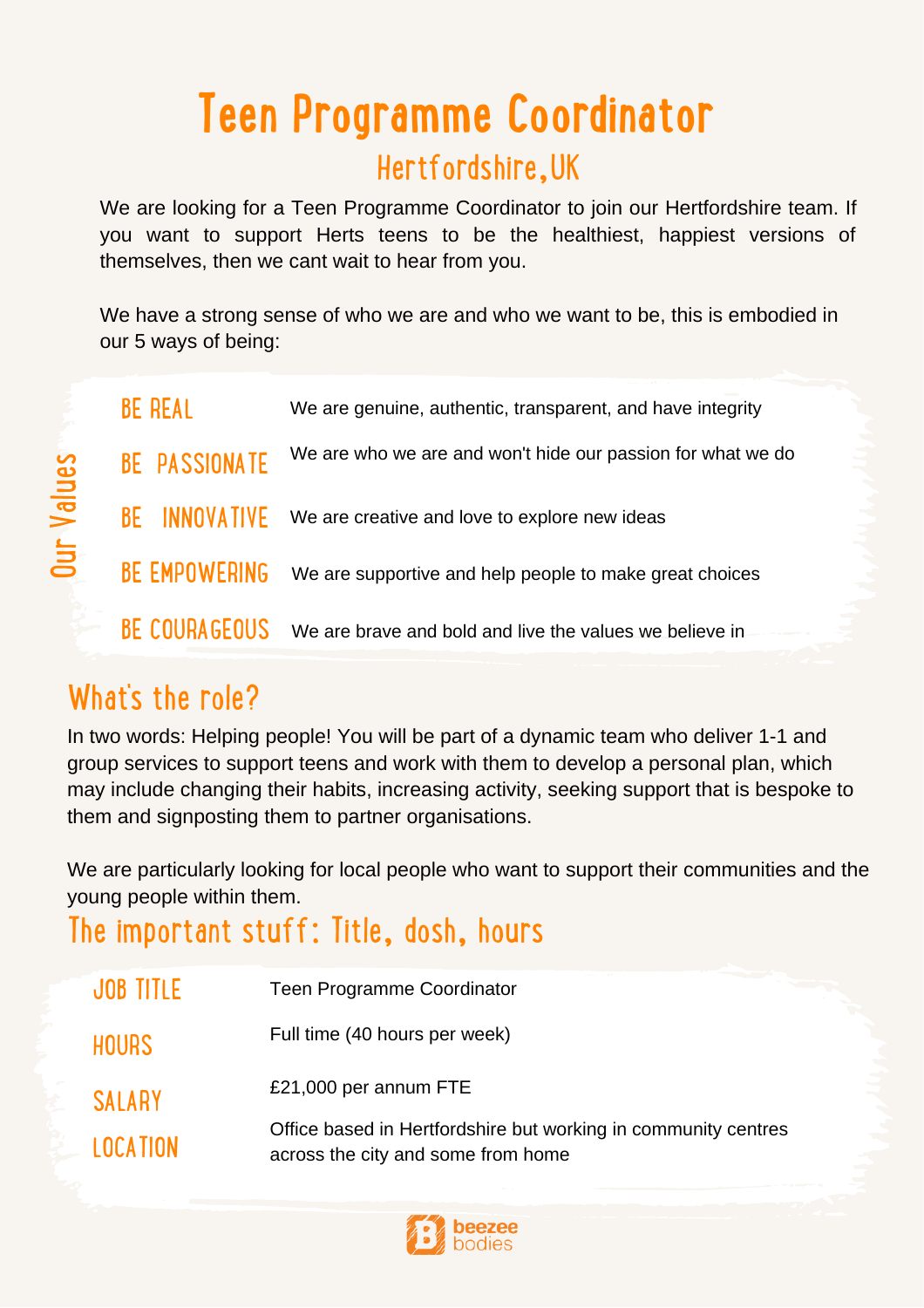# Teen Programme Coordinator

## Hertfordshire, UK

We are looking for a Teen Programme Coordinator to join our Hertfordshire team. If you want to support Herts teens to be the healthiest, happiest versions of themselves, then we cant wait to hear from you.

We have a strong sense of who we are and who we want to be, this is embodied in our 5 ways of being:

### Our Values

| | |
|---|---|
| BE REAL | We are genuine, authentic, transparent, and have integrity |
| BE PASSIONATE | We are who we are and won't hide our passion for what we do |
| BE INNOVATIVE | We are creative and love to explore new ideas |
| BE EMPOWERING | We are supportive and help people to make great choices |
| BE COURAGEOUS | We are brave and bold and live the values we believe in |

## What's the role?

In two words: Helping people! You will be part of a dynamic team who deliver 1-1 and group services to support teens and work with them to develop a personal plan, which may include changing their habits, increasing activity, seeking support that is bespoke to them and signposting them to partner organisations.

We are particularly looking for local people who want to support their communities and the young people within them.

## The important stuff: Title, dosh, hours

| | |
|---|---|
| JOB TITLE | Teen Programme Coordinator |
| HOURS | Full time (40 hours per week) |
| SALARY | £21,000 per annum FTE |
| LOCATION | Office based in Hertfordshire but working in community centres across the city and some from home |

beezee bodies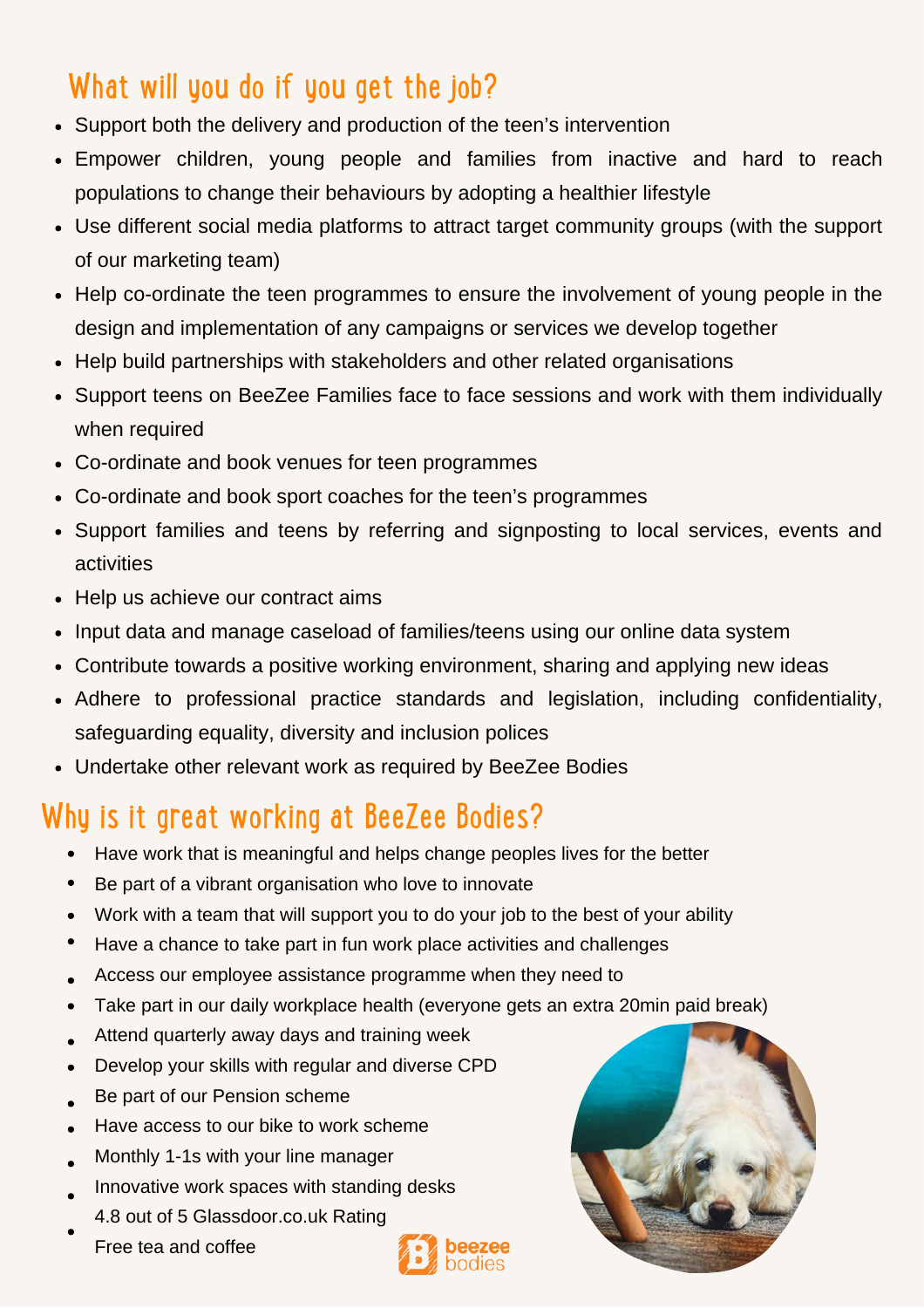## What will you do if you get the job?

- Support both the delivery and production of the teen's intervention
- Empower children, young people and families from inactive and hard to reach populations to change their behaviours by adopting a healthier lifestyle
- Use different social media platforms to attract target community groups (with the support of our marketing team)
- Help co-ordinate the teen programmes to ensure the involvement of young people in the design and implementation of any campaigns or services we develop together
- Help build partnerships with stakeholders and other related organisations
- Support teens on BeeZee Families face to face sessions and work with them individually when required
- Co-ordinate and book venues for teen programmes
- Co-ordinate and book sport coaches for the teen's programmes
- Support families and teens by referring and signposting to local services, events and activities
- Help us achieve our contract aims
- Input data and manage caseload of families/teens using our online data system
- Contribute towards a positive working environment, sharing and applying new ideas
- Adhere to professional practice standards and legislation, including confidentiality, safeguarding equality, diversity and inclusion polices
- Undertake other relevant work as required by BeeZee Bodies

## Why is it great working at BeeZee Bodies?

- Have work that is meaningful and helps change peoples lives for the better
- Be part of a vibrant organisation who love to innovate
- Work with a team that will support you to do your job to the best of your ability
- Have a chance to take part in fun work place activities and challenges
- Access our employee assistance programme when they need to
- Take part in our daily workplace health (everyone gets an extra 20min paid break)
- Attend quarterly away days and training week
- Develop your skills with regular and diverse CPD
- Be part of our Pension scheme
- Have access to our bike to work scheme
- Monthly 1-1s with your line manager
- Innovative work spaces with standing desks
- 4.8 out of 5 Glassdoor.co.uk Rating
- Free tea and coffee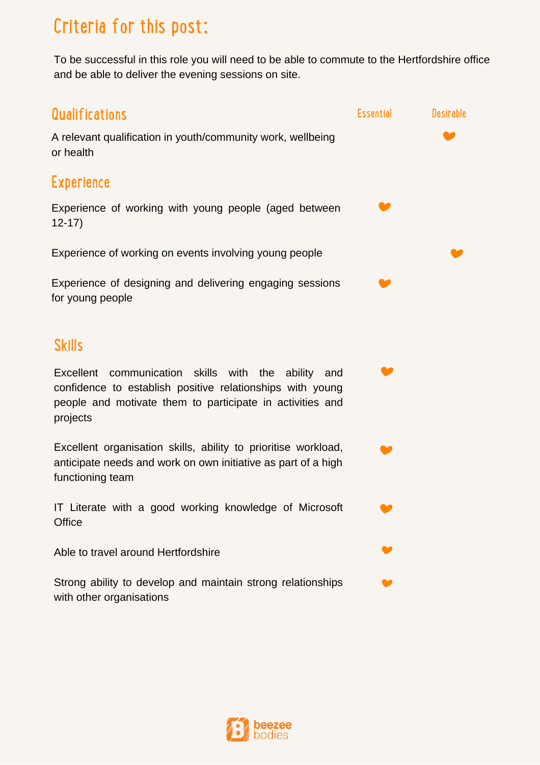## Criteria for this post:

To be successful in this role you will need to be able to commute to the Hertfordshire office and be able to deliver the evening sessions on site.

| Qualifications | Essential | Desirable |
|---|---|---|
| A relevant qualification in youth/community work, wellbeing or health | | ❤ |

| Experience | Essential | Desirable |
|---|---|---|
| Experience of working with young people (aged between 12-17) | ❤ | |
| Experience of working on events involving young people | | ❤ |
| Experience of designing and delivering engaging sessions for young people | ❤ | |

| Skills | Essential | Desirable |
|---|---|---|
| Excellent communication skills with the ability and confidence to establish positive relationships with young people and motivate them to participate in activities and projects | ❤ | |
| Excellent organisation skills, ability to prioritise workload, anticipate needs and work on own initiative as part of a high functioning team | ❤ | |
| IT Literate with a good working knowledge of Microsoft Office | ❤ | |
| Able to travel around Hertfordshire | ❤ | |
| Strong ability to develop and maintain strong relationships with other organisations | ❤ | |

beezee bodies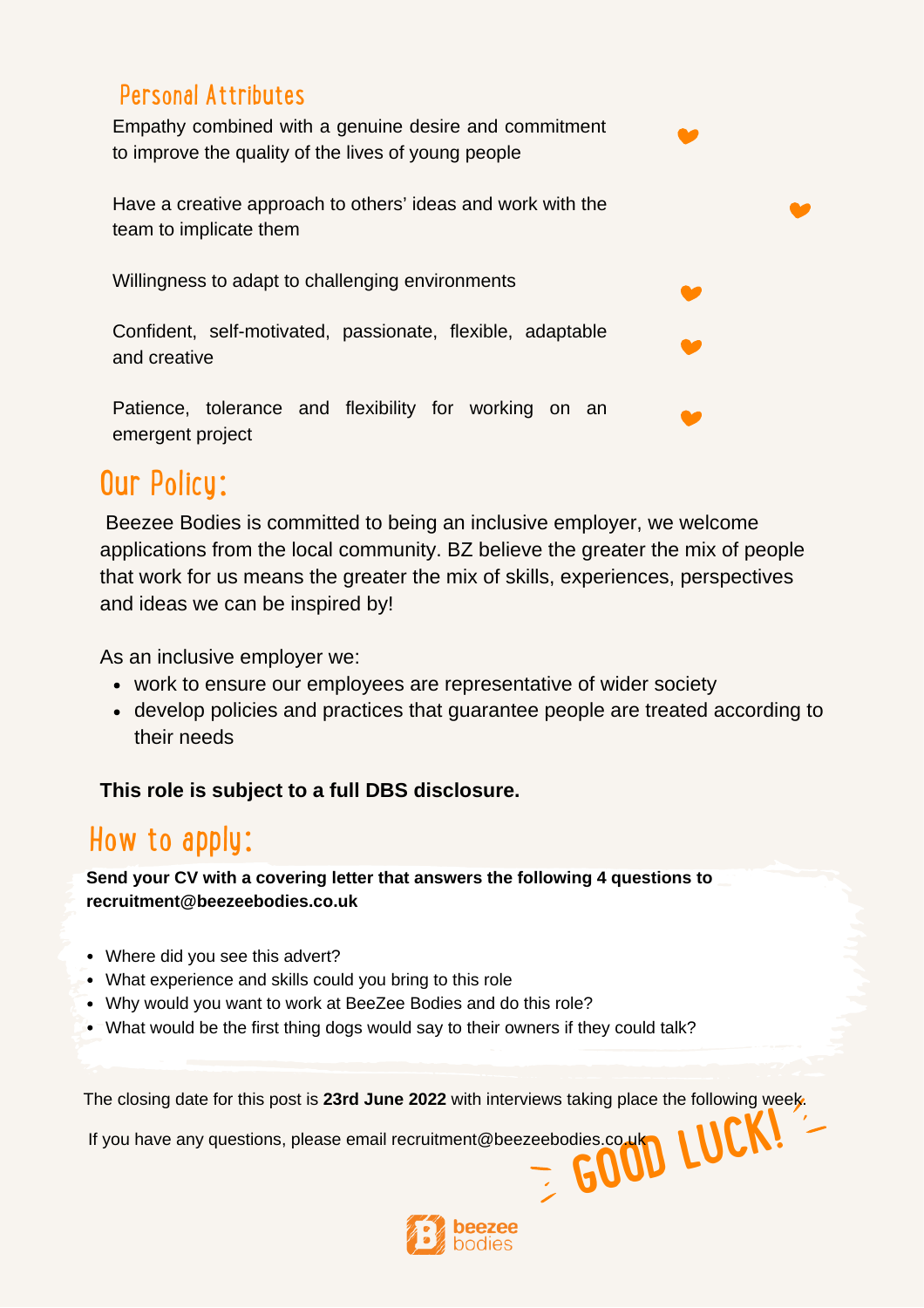## Personal Attributes

- Empathy combined with a genuine desire and commitment to improve the quality of the lives of young people
- Have a creative approach to others' ideas and work with the team to implicate them
- Willingness to adapt to challenging environments
- Confident, self-motivated, passionate, flexible, adaptable and creative
- Patience, tolerance and flexibility for working on an emergent project

## Our Policy:

Beezee Bodies is committed to being an inclusive employer, we welcome applications from the local community. BZ believe the greater the mix of people that work for us means the greater the mix of skills, experiences, perspectives and ideas we can be inspired by!

As an inclusive employer we:

- work to ensure our employees are representative of wider society
- develop policies and practices that guarantee people are treated according to their needs

**This role is subject to a full DBS disclosure.**

## How to apply:

**Send your CV with a covering letter that answers the following 4 questions to recruitment@beezeebodies.co.uk**

- Where did you see this advert?
- What experience and skills could you bring to this role
- Why would you want to work at BeeZee Bodies and do this role?
- What would be the first thing dogs would say to their owners if they could talk?

The closing date for this post is **23rd June 2022** with interviews taking place the following week.

If you have any questions, please email recruitment@beezeebodies.co.uk

GOOD LUCK!

beezee bodies